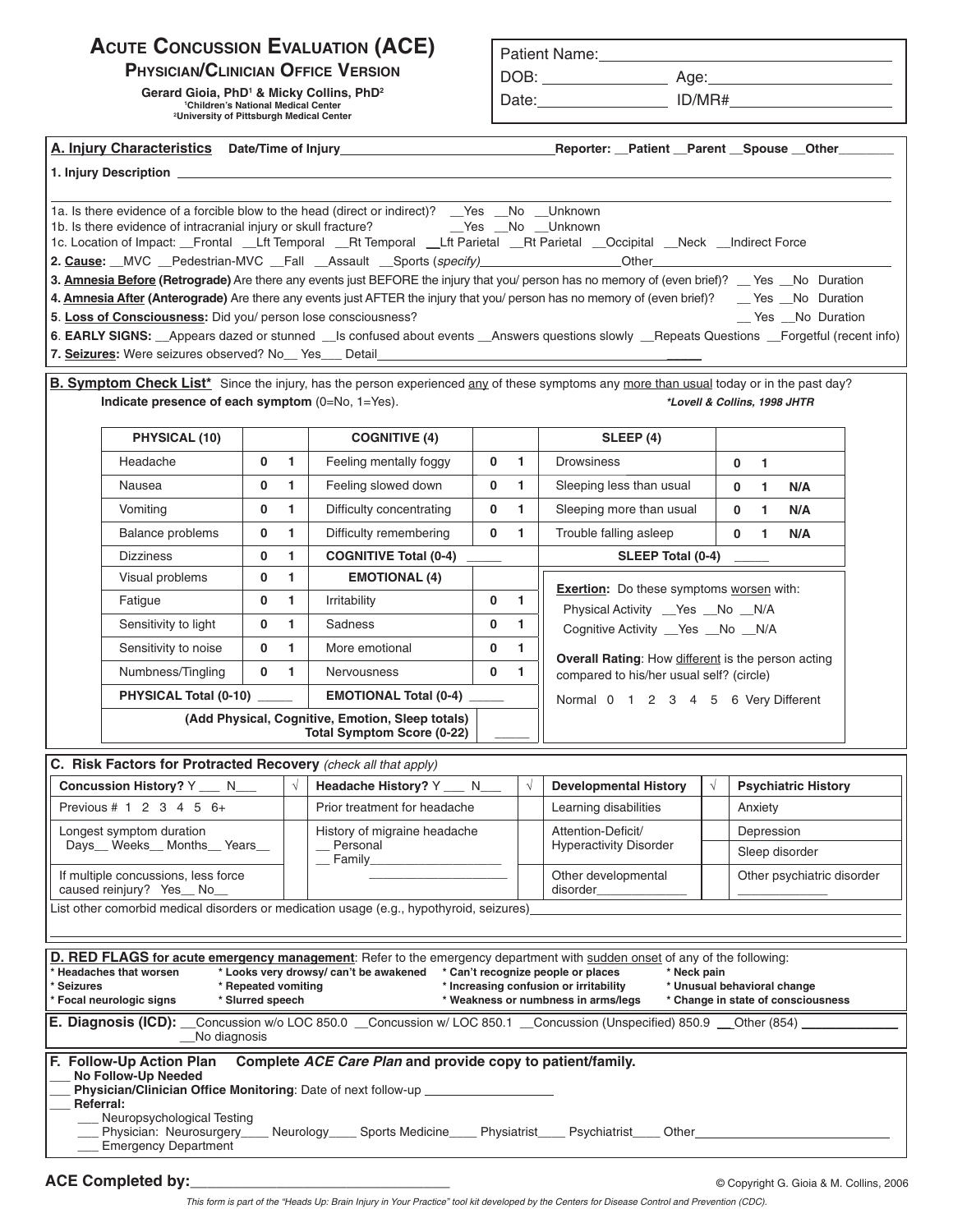# Acute Concussion Evaluation (ACE)

## Physician/Clinician Office Version

**Gerard Gioia, PhD[1] & Micky Collins, PhD[2]**
[1]Children's National Medical Center
[2]University of Pittsburgh Medical Center

Patient Name:____________________
DOB: __________ Age:__________
Date:__________ ID/MR#__________

---

**A. Injury Characteristics** Date/Time of Injury____________________ Reporter: __Patient __Parent __Spouse __Other________

**1. Injury Description** ______________________________________________

1a. Is there evidence of a forcible blow to the head (direct or indirect)? __Yes __No __Unknown
1b. Is there evidence of intracranial injury or skull fracture? __Yes __No __Unknown
1c. Location of Impact: __Frontal __Lft Temporal __Rt Temporal __Lft Parietal __Rt Parietal __Occipital __Neck __Indirect Force

**2. Cause:** __MVC __Pedestrian-MVC __Fall __Assault __Sports (*specify*)__________ Other__________

**3. Amnesia Before (Retrograde)** Are there any events just BEFORE the injury that you/ person has no memory of (even brief)? __ Yes __No Duration

**4. Amnesia After (Anterograde)** Are there any events just AFTER the injury that you/ person has no memory of (even brief)? __ Yes __No Duration

**5. Loss of Consciousness:** Did you/ person lose consciousness? __ Yes __No Duration

**6. EARLY SIGNS:** __Appears dazed or stunned __Is confused about events __Answers questions slowly __Repeats Questions __Forgetful (recent info)

**7. Seizures:** Were seizures observed? No__ Yes___ Detail__________

---

**B. Symptom Check List*** Since the injury, has the person experienced any of these symptoms any more than usual today or in the past day?
**Indicate presence of each symptom** (0=No, 1=Yes). ***Lovell & Collins, 1998 JHTR**

| PHYSICAL (10) | | COGNITIVE (4) | | SLEEP (4) | |
|---|---|---|---|---|---|
| Headache | 0 1 | Feeling mentally foggy | 0 1 | Drowsiness | 0 1 |
| Nausea | 0 1 | Feeling slowed down | 0 1 | Sleeping less than usual | 0 1 N/A |
| Vomiting | 0 1 | Difficulty concentrating | 0 1 | Sleeping more than usual | 0 1 N/A |
| Balance problems | 0 1 | Difficulty remembering | 0 1 | Trouble falling asleep | 0 1 N/A |
| Dizziness | 0 1 | **COGNITIVE Total (0-4)** _____ | | **SLEEP Total (0-4)** _____ | |
| Visual problems | 0 1 | **EMOTIONAL (4)** | | | |
| Fatigue | 0 1 | Irritability | 0 1 | | |
| Sensitivity to light | 0 1 | Sadness | 0 1 | | |
| Sensitivity to noise | 0 1 | More emotional | 0 1 | | |
| Numbness/Tingling | 0 1 | Nervousness | 0 1 | | |
| **PHYSICAL Total (0-10)** _____ | | **EMOTIONAL Total (0-4)** _____ | | | |
| **(Add Physical, Cognitive, Emotion, Sleep totals) Total Symptom Score (0-22)** | _____ | | | | |

**Exertion:** Do these symptoms worsen with:
Physical Activity __Yes __No __N/A
Cognitive Activity __Yes __No __N/A

**Overall Rating**: How different is the person acting compared to his/her usual self? (circle)
Normal 0 1 2 3 4 5 6 Very Different

---

**C. Risk Factors for Protracted Recovery** *(check all that apply)*

| Concussion History? Y ___ N___ | √ | Headache History? Y ___ N___ | √ | Developmental History | √ | Psychiatric History |
|---|---|---|---|---|---|---|
| Previous # 1 2 3 4 5 6+ | | Prior treatment for headache | | Learning disabilities | | Anxiety |
| Longest symptom duration Days__ Weeks__ Months__ Years__ | | History of migraine headache __ Personal __ Family__________ | | Attention-Deficit/ Hyperactivity Disorder | | Depression; Sleep disorder |
| If multiple concussions, less force caused reinjury? Yes__ No__ | | __________ | | Other developmental disorder__________ | | Other psychiatric disorder __________ |

List other comorbid medical disorders or medication usage (e.g., hypothyroid, seizures)__________

---

**D. RED FLAGS for acute emergency management**: Refer to the emergency department with sudden onset of any of the following:

- * Headaches that worsen
- * Seizures
- * Focal neurologic signs
- * Looks very drowsy/ can't be awakened
- * Repeated vomiting
- * Slurred speech
- * Can't recognize people or places
- * Increasing confusion or irritability
- * Weakness or numbness in arms/legs
- * Neck pain
- * Unusual behavioral change
- * Change in state of consciousness

---

**E. Diagnosis (ICD):** __Concussion w/o LOC 850.0 __Concussion w/ LOC 850.1 __Concussion (Unspecified) 850.9 __Other (854) __________
__No diagnosis

---

**F. Follow-Up Action Plan Complete *ACE Care Plan* and provide copy to patient/family.**

___ **No Follow-Up Needed**
___ **Physician/Clinician Office Monitoring**: Date of next follow-up __________
___ **Referral:**
___ Neuropsychological Testing
___ Physician: Neurosurgery____ Neurology____ Sports Medicine____ Physiatrist____ Psychiatrist____ Other__________
___ Emergency Department

**ACE Completed by:**__________________

© Copyright G. Gioia & M. Collins, 2006

*This form is part of the "Heads Up: Brain Injury in Your Practice" tool kit developed by the Centers for Disease Control and Prevention (CDC).*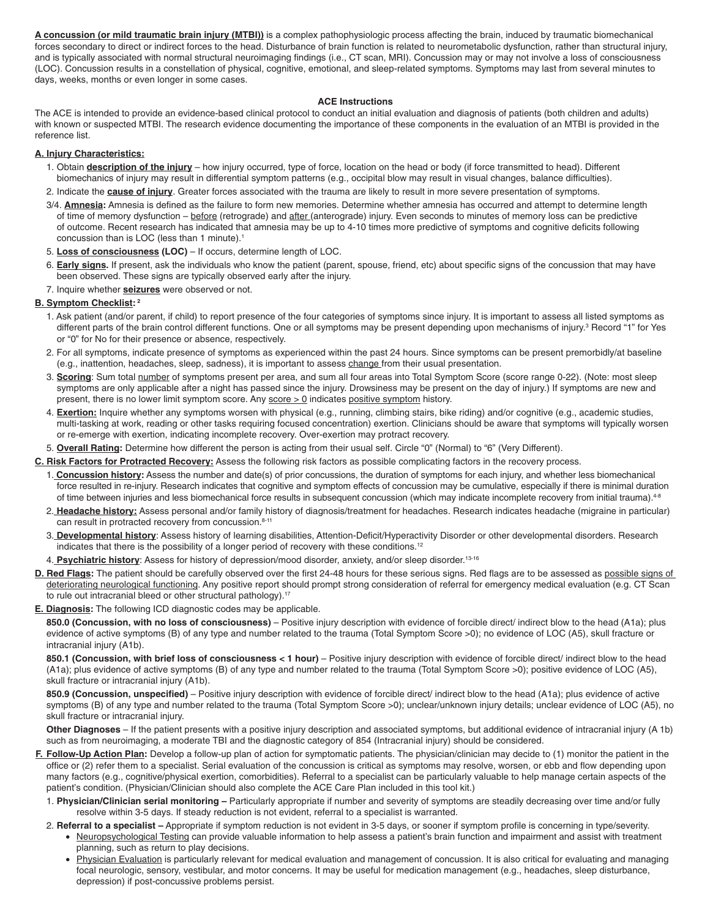**A concussion (or mild traumatic brain injury (MTBI))** is a complex pathophysiologic process affecting the brain, induced by traumatic biomechanical forces secondary to direct or indirect forces to the head. Disturbance of brain function is related to neurometabolic dysfunction, rather than structural injury, and is typically associated with normal structural neuroimaging findings (i.e., CT scan, MRI). Concussion may or may not involve a loss of consciousness (LOC). Concussion results in a constellation of physical, cognitive, emotional, and sleep-related symptoms. Symptoms may last from several minutes to days, weeks, months or even longer in some cases.

## ACE Instructions

The ACE is intended to provide an evidence-based clinical protocol to conduct an initial evaluation and diagnosis of patients (both children and adults) with known or suspected MTBI. The research evidence documenting the importance of these components in the evaluation of an MTBI is provided in the reference list.

**A. Injury Characteristics:**

1. Obtain **description of the injury** – how injury occurred, type of force, location on the head or body (if force transmitted to head). Different biomechanics of injury may result in differential symptom patterns (e.g., occipital blow may result in visual changes, balance difficulties).
2. Indicate the **cause of injury**. Greater forces associated with the trauma are likely to result in more severe presentation of symptoms.

3/4. **Amnesia:** Amnesia is defined as the failure to form new memories. Determine whether amnesia has occurred and attempt to determine length of time of memory dysfunction – before (retrograde) and after (anterograde) injury. Even seconds to minutes of memory loss can be predictive of outcome. Recent research has indicated that amnesia may be up to 4-10 times more predictive of symptoms and cognitive deficits following concussion than is LOC (less than 1 minute).[1]

5. **Loss of consciousness (LOC)** – If occurs, determine length of LOC.
6. **Early signs.** If present, ask the individuals who know the patient (parent, spouse, friend, etc) about specific signs of the concussion that may have been observed. These signs are typically observed early after the injury.
7. Inquire whether **seizures** were observed or not.

**B. Symptom Checklist:** [2]

1. Ask patient (and/or parent, if child) to report presence of the four categories of symptoms since injury. It is important to assess all listed symptoms as different parts of the brain control different functions. One or all symptoms may be present depending upon mechanisms of injury.[3] Record "1" for Yes or "0" for No for their presence or absence, respectively.
2. For all symptoms, indicate presence of symptoms as experienced within the past 24 hours. Since symptoms can be present premorbidly/at baseline (e.g., inattention, headaches, sleep, sadness), it is important to assess change from their usual presentation.
3. **Scoring**: Sum total number of symptoms present per area, and sum all four areas into Total Symptom Score (score range 0-22). (Note: most sleep symptoms are only applicable after a night has passed since the injury. Drowsiness may be present on the day of injury.) If symptoms are new and present, there is no lower limit symptom score. Any score > 0 indicates positive symptom history.
4. **Exertion:** Inquire whether any symptoms worsen with physical (e.g., running, climbing stairs, bike riding) and/or cognitive (e.g., academic studies, multi-tasking at work, reading or other tasks requiring focused concentration) exertion. Clinicians should be aware that symptoms will typically worsen or re-emerge with exertion, indicating incomplete recovery. Over-exertion may protract recovery.
5. **Overall Rating:** Determine how different the person is acting from their usual self. Circle "0" (Normal) to "6" (Very Different).

**C. Risk Factors for Protracted Recovery:** Assess the following risk factors as possible complicating factors in the recovery process.

1. **Concussion history:** Assess the number and date(s) of prior concussions, the duration of symptoms for each injury, and whether less biomechanical force resulted in re-injury. Research indicates that cognitive and symptom effects of concussion may be cumulative, especially if there is minimal duration of time between injuries and less biomechanical force results in subsequent concussion (which may indicate incomplete recovery from initial trauma).[4-8]
2. **Headache history:** Assess personal and/or family history of diagnosis/treatment for headaches. Research indicates headache (migraine in particular) can result in protracted recovery from concussion.[8-11]
3. **Developmental history**: Assess history of learning disabilities, Attention-Deficit/Hyperactivity Disorder or other developmental disorders. Research indicates that there is the possibility of a longer period of recovery with these conditions.[12]
4. **Psychiatric history**: Assess for history of depression/mood disorder, anxiety, and/or sleep disorder.[13-16]

**D. Red Flags:** The patient should be carefully observed over the first 24-48 hours for these serious signs. Red flags are to be assessed as possible signs of deteriorating neurological functioning. Any positive report should prompt strong consideration of referral for emergency medical evaluation (e.g. CT Scan to rule out intracranial bleed or other structural pathology).[17]

**E. Diagnosis:** The following ICD diagnostic codes may be applicable.

**850.0 (Concussion, with no loss of consciousness)** – Positive injury description with evidence of forcible direct/ indirect blow to the head (A1a); plus evidence of active symptoms (B) of any type and number related to the trauma (Total Symptom Score >0); no evidence of LOC (A5), skull fracture or intracranial injury (A1b).

**850.1 (Concussion, with brief loss of consciousness < 1 hour)** – Positive injury description with evidence of forcible direct/ indirect blow to the head (A1a); plus evidence of active symptoms (B) of any type and number related to the trauma (Total Symptom Score >0); positive evidence of LOC (A5), skull fracture or intracranial injury (A1b).

**850.9 (Concussion, unspecified)** – Positive injury description with evidence of forcible direct/ indirect blow to the head (A1a); plus evidence of active symptoms (B) of any type and number related to the trauma (Total Symptom Score >0); unclear/unknown injury details; unclear evidence of LOC (A5), no skull fracture or intracranial injury.

**Other Diagnoses** – If the patient presents with a positive injury description and associated symptoms, but additional evidence of intracranial injury (A 1b) such as from neuroimaging, a moderate TBI and the diagnostic category of 854 (Intracranial injury) should be considered.

**F. Follow-Up Action Plan:** Develop a follow-up plan of action for symptomatic patients. The physician/clinician may decide to (1) monitor the patient in the office or (2) refer them to a specialist. Serial evaluation of the concussion is critical as symptoms may resolve, worsen, or ebb and flow depending upon many factors (e.g., cognitive/physical exertion, comorbidities). Referral to a specialist can be particularly valuable to help manage certain aspects of the patient's condition. (Physician/Clinician should also complete the ACE Care Plan included in this tool kit.)

1. **Physician/Clinician serial monitoring –** Particularly appropriate if number and severity of symptoms are steadily decreasing over time and/or fully resolve within 3-5 days. If steady reduction is not evident, referral to a specialist is warranted.
2. **Referral to a specialist –** Appropriate if symptom reduction is not evident in 3-5 days, or sooner if symptom profile is concerning in type/severity.
   - Neuropsychological Testing can provide valuable information to help assess a patient's brain function and impairment and assist with treatment planning, such as return to play decisions.
   - Physician Evaluation is particularly relevant for medical evaluation and management of concussion. It is also critical for evaluating and managing focal neurologic, sensory, vestibular, and motor concerns. It may be useful for medication management (e.g., headaches, sleep disturbance, depression) if post-concussive problems persist.